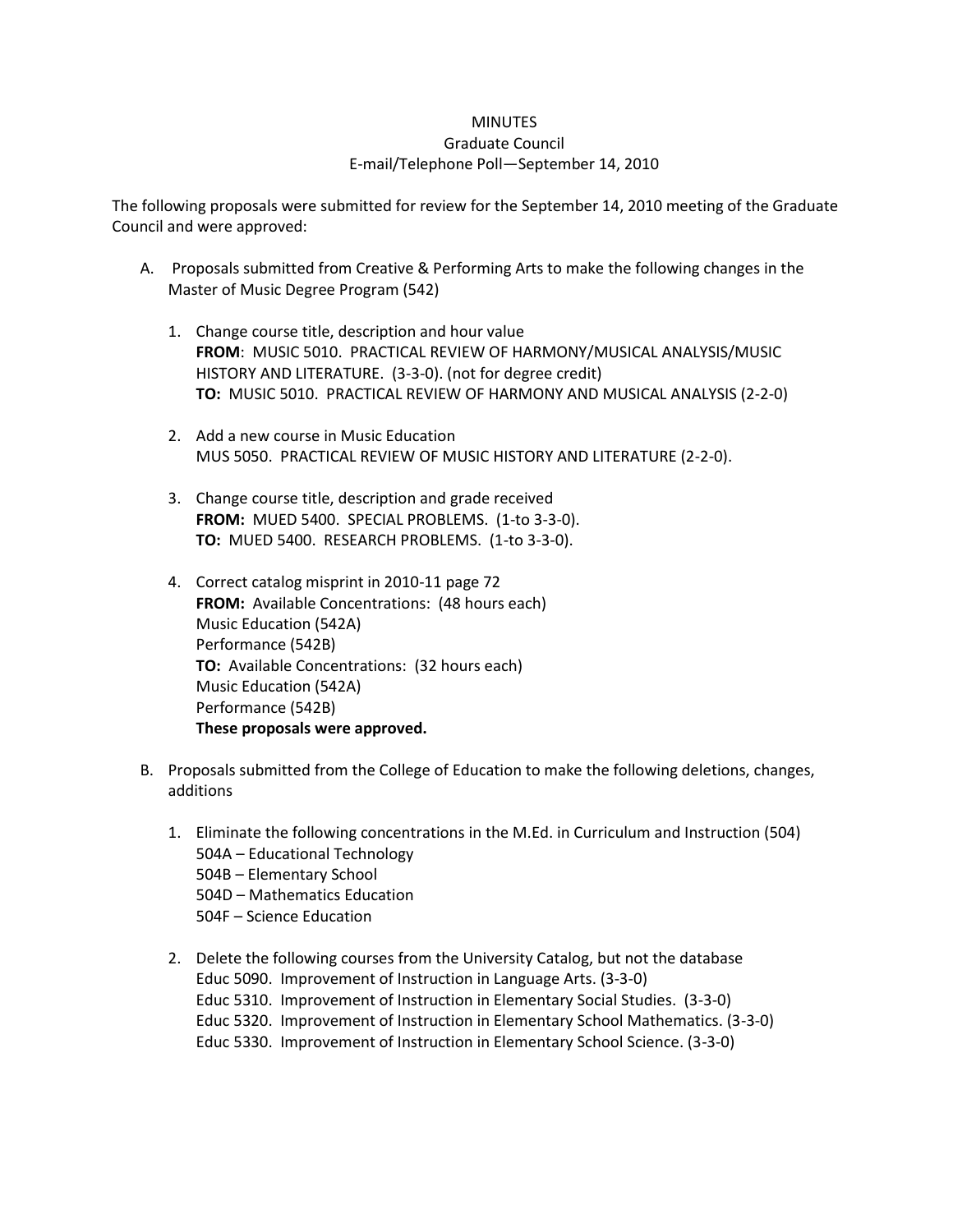# MINUTES

## Graduate Council

### E-mail/Telephone Poll—September 14, 2010

The following proposals were submitted for review for the September 14, 2010 meeting of the Graduate Council and were approved:

A. Proposals submitted from Creative & Performing Arts to make the following changes in the Master of Music Degree Program (542)

1. Change course title, description and hour value
   **FROM**: MUSIC 5010. PRACTICAL REVIEW OF HARMONY/MUSICAL ANALYSIS/MUSIC HISTORY AND LITERATURE. (3-3-0). (not for degree credit)
   **TO:** MUSIC 5010. PRACTICAL REVIEW OF HARMONY AND MUSICAL ANALYSIS (2-2-0)

2. Add a new course in Music Education
   MUS 5050. PRACTICAL REVIEW OF MUSIC HISTORY AND LITERATURE (2-2-0).

3. Change course title, description and grade received
   **FROM:** MUED 5400. SPECIAL PROBLEMS. (1-to 3-3-0).
   **TO:** MUED 5400. RESEARCH PROBLEMS. (1-to 3-3-0).

4. Correct catalog misprint in 2010-11 page 72
   **FROM:** Available Concentrations: (48 hours each)
   Music Education (542A)
   Performance (542B)
   **TO:** Available Concentrations: (32 hours each)
   Music Education (542A)
   Performance (542B)
   **These proposals were approved.**

B. Proposals submitted from the College of Education to make the following deletions, changes, additions

1. Eliminate the following concentrations in the M.Ed. in Curriculum and Instruction (504)
   504A – Educational Technology
   504B – Elementary School
   504D – Mathematics Education
   504F – Science Education

2. Delete the following courses from the University Catalog, but not the database
   Educ 5090. Improvement of Instruction in Language Arts. (3-3-0)
   Educ 5310. Improvement of Instruction in Elementary Social Studies. (3-3-0)
   Educ 5320. Improvement of Instruction in Elementary School Mathematics. (3-3-0)
   Educ 5330. Improvement of Instruction in Elementary School Science. (3-3-0)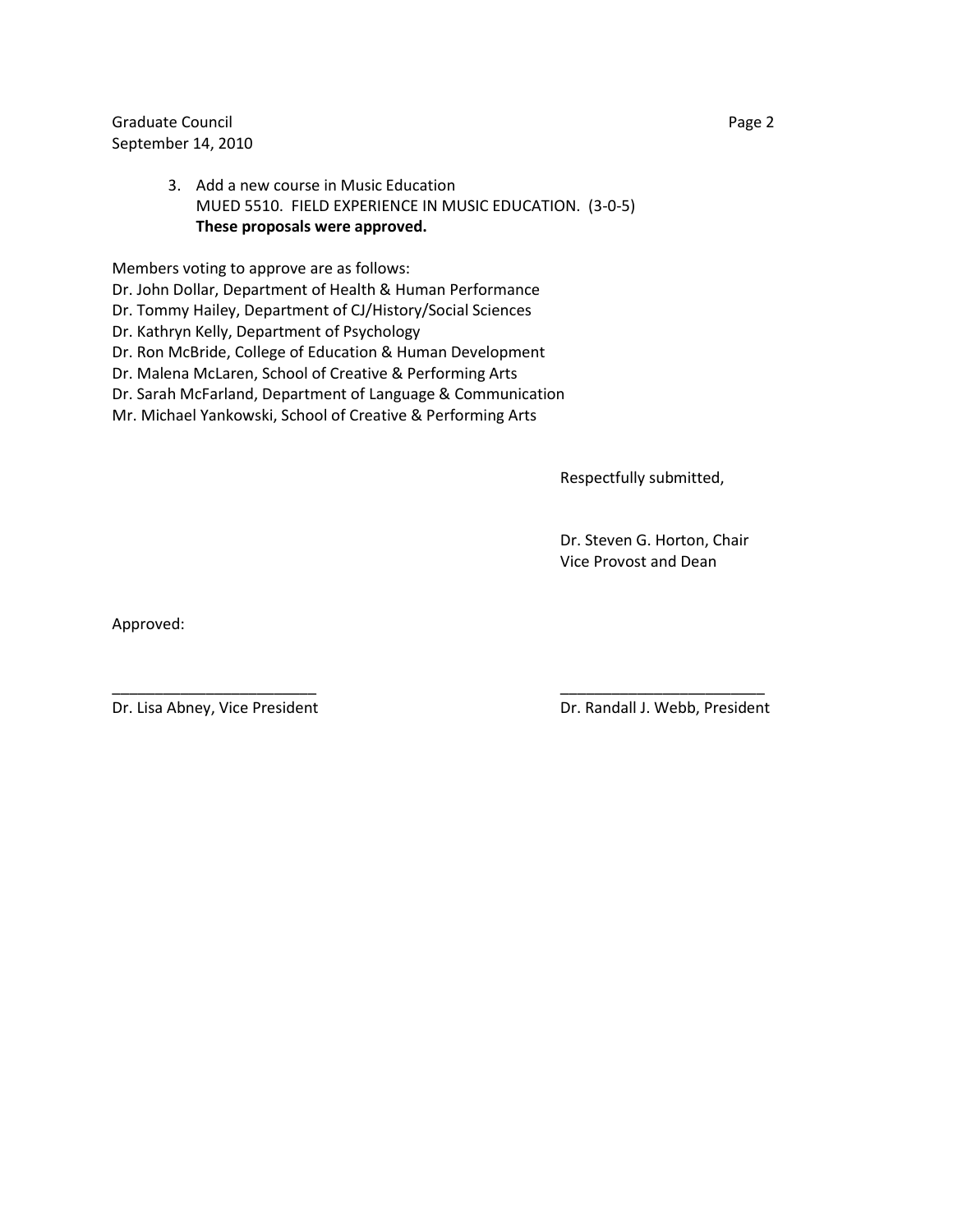3. Add a new course in Music Education
   MUED 5510. FIELD EXPERIENCE IN MUSIC EDUCATION. (3-0-5)
   **These proposals were approved.**

Members voting to approve are as follows:
Dr. John Dollar, Department of Health & Human Performance
Dr. Tommy Hailey, Department of CJ/History/Social Sciences
Dr. Kathryn Kelly, Department of Psychology
Dr. Ron McBride, College of Education & Human Development
Dr. Malena McLaren, School of Creative & Performing Arts
Dr. Sarah McFarland, Department of Language & Communication
Mr. Michael Yankowski, School of Creative & Performing Arts

Respectfully submitted,

Dr. Steven G. Horton, Chair
Vice Provost and Dean

Approved:

________________________
Dr. Lisa Abney, Vice President

________________________
Dr. Randall J. Webb, President